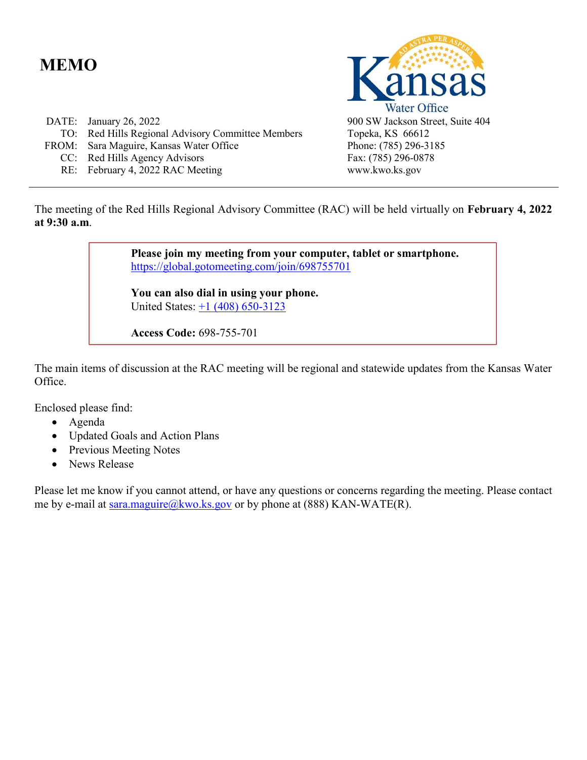# MEMO

Kansas Water Office
900 SW Jackson Street, Suite 404
Topeka, KS 66612
Phone: (785) 296-3185
Fax: (785) 296-0878
www.kwo.ks.gov

DATE: January 26, 2022
TO: Red Hills Regional Advisory Committee Members
FROM: Sara Maguire, Kansas Water Office
CC: Red Hills Agency Advisors
RE: February 4, 2022 RAC Meeting

---

The meeting of the Red Hills Regional Advisory Committee (RAC) will be held virtually on **February 4, 2022 at 9:30 a.m**.

> **Please join my meeting from your computer, tablet or smartphone.**
> https://global.gotomeeting.com/join/698755701
>
> **You can also dial in using your phone.**
> United States: +1 (408) 650-3123
>
> **Access Code:** 698-755-701

The main items of discussion at the RAC meeting will be regional and statewide updates from the Kansas Water Office.

Enclosed please find:

- Agenda
- Updated Goals and Action Plans
- Previous Meeting Notes
- News Release

Please let me know if you cannot attend, or have any questions or concerns regarding the meeting. Please contact me by e-mail at sara.maguire@kwo.ks.gov or by phone at (888) KAN-WATE(R).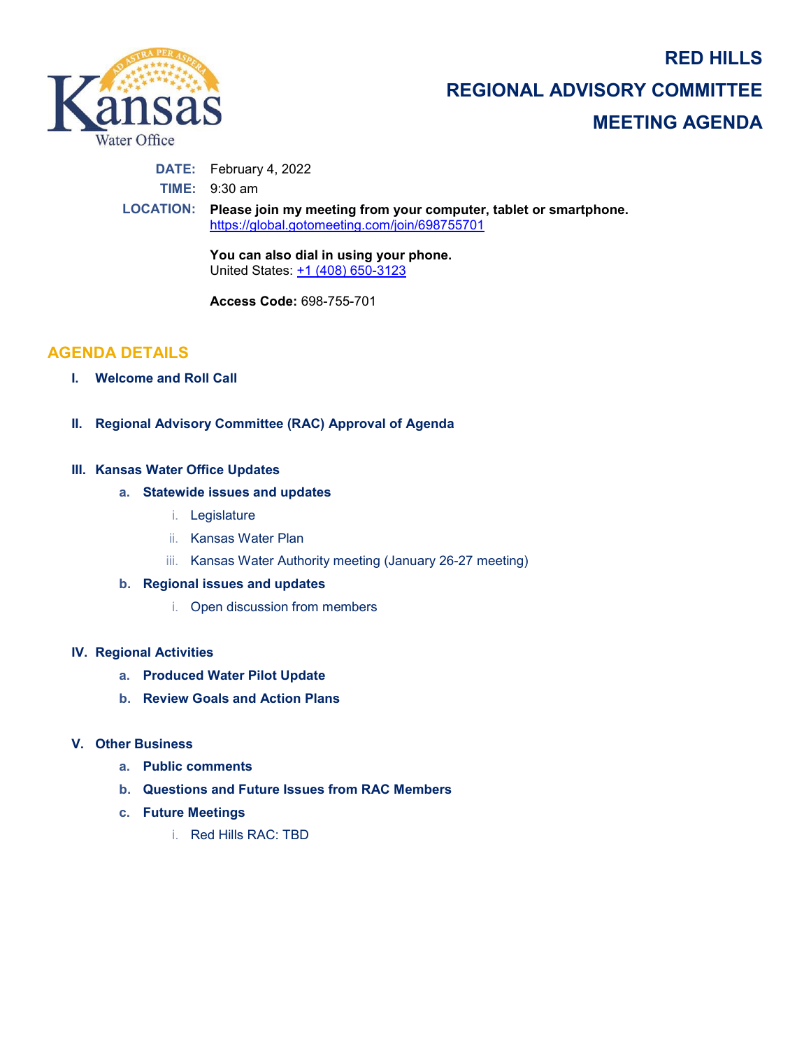# RED HILLS
# REGIONAL ADVISORY COMMITTEE
# MEETING AGENDA

**DATE:** February 4, 2022

**TIME:** 9:30 am

**LOCATION:** **Please join my meeting from your computer, tablet or smartphone.**
https://global.gotomeeting.com/join/698755701

**You can also dial in using your phone.**
United States: +1 (408) 650-3123

**Access Code:** 698-755-701

## AGENDA DETAILS

**I. Welcome and Roll Call**

**II. Regional Advisory Committee (RAC) Approval of Agenda**

**III. Kansas Water Office Updates**

- **a. Statewide issues and updates**
  - i. Legislature
  - ii. Kansas Water Plan
  - iii. Kansas Water Authority meeting (January 26-27 meeting)
- **b. Regional issues and updates**
  - i. Open discussion from members

**IV. Regional Activities**

- **a. Produced Water Pilot Update**
- **b. Review Goals and Action Plans**

**V. Other Business**

- **a. Public comments**
- **b. Questions and Future Issues from RAC Members**
- **c. Future Meetings**
  - i. Red Hills RAC: TBD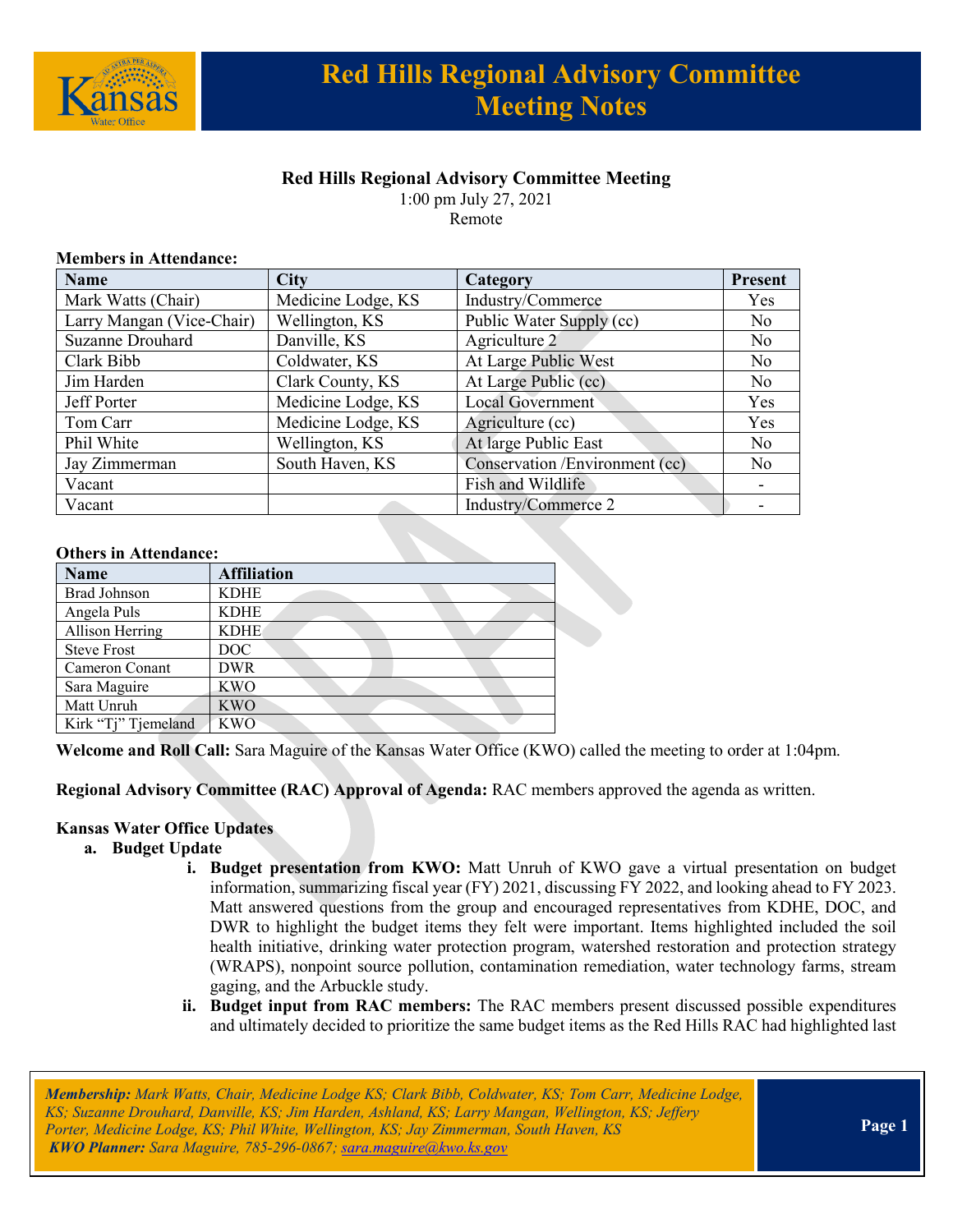# Red Hills Regional Advisory Committee Meeting Notes

**Red Hills Regional Advisory Committee Meeting**
1:00 pm July 27, 2021
Remote

**Members in Attendance:**

| Name | City | Category | Present |
|---|---|---|---|
| Mark Watts (Chair) | Medicine Lodge, KS | Industry/Commerce | Yes |
| Larry Mangan (Vice-Chair) | Wellington, KS | Public Water Supply (cc) | No |
| Suzanne Drouhard | Danville, KS | Agriculture 2 | No |
| Clark Bibb | Coldwater, KS | At Large Public West | No |
| Jim Harden | Clark County, KS | At Large Public (cc) | No |
| Jeff Porter | Medicine Lodge, KS | Local Government | Yes |
| Tom Carr | Medicine Lodge, KS | Agriculture (cc) | Yes |
| Phil White | Wellington, KS | At large Public East | No |
| Jay Zimmerman | South Haven, KS | Conservation /Environment (cc) | No |
| Vacant | | Fish and Wildlife | - |
| Vacant | | Industry/Commerce 2 | - |

**Others in Attendance:**

| Name | Affiliation |
|---|---|
| Brad Johnson | KDHE |
| Angela Puls | KDHE |
| Allison Herring | KDHE |
| Steve Frost | DOC |
| Cameron Conant | DWR |
| Sara Maguire | KWO |
| Matt Unruh | KWO |
| Kirk "Tj" Tjemeland | KWO |

**Welcome and Roll Call:** Sara Maguire of the Kansas Water Office (KWO) called the meeting to order at 1:04pm.

**Regional Advisory Committee (RAC) Approval of Agenda:** RAC members approved the agenda as written.

**Kansas Water Office Updates**

a. **Budget Update**
   i. **Budget presentation from KWO:** Matt Unruh of KWO gave a virtual presentation on budget information, summarizing fiscal year (FY) 2021, discussing FY 2022, and looking ahead to FY 2023. Matt answered questions from the group and encouraged representatives from KDHE, DOC, and DWR to highlight the budget items they felt were important. Items highlighted included the soil health initiative, drinking water protection program, watershed restoration and protection strategy (WRAPS), nonpoint source pollution, contamination remediation, water technology farms, stream gaging, and the Arbuckle study.
   ii. **Budget input from RAC members:** The RAC members present discussed possible expenditures and ultimately decided to prioritize the same budget items as the Red Hills RAC had highlighted last

*Membership: Mark Watts, Chair, Medicine Lodge KS; Clark Bibb, Coldwater, KS; Tom Carr, Medicine Lodge, KS; Suzanne Drouhard, Danville, KS; Jim Harden, Ashland, KS; Larry Mangan, Wellington, KS; Jeffery Porter, Medicine Lodge, KS; Phil White, Wellington, KS; Jay Zimmerman, South Haven, KS*
***KWO Planner:** Sara Maguire, 785-296-0867; sara.maguire@kwo.ks.gov*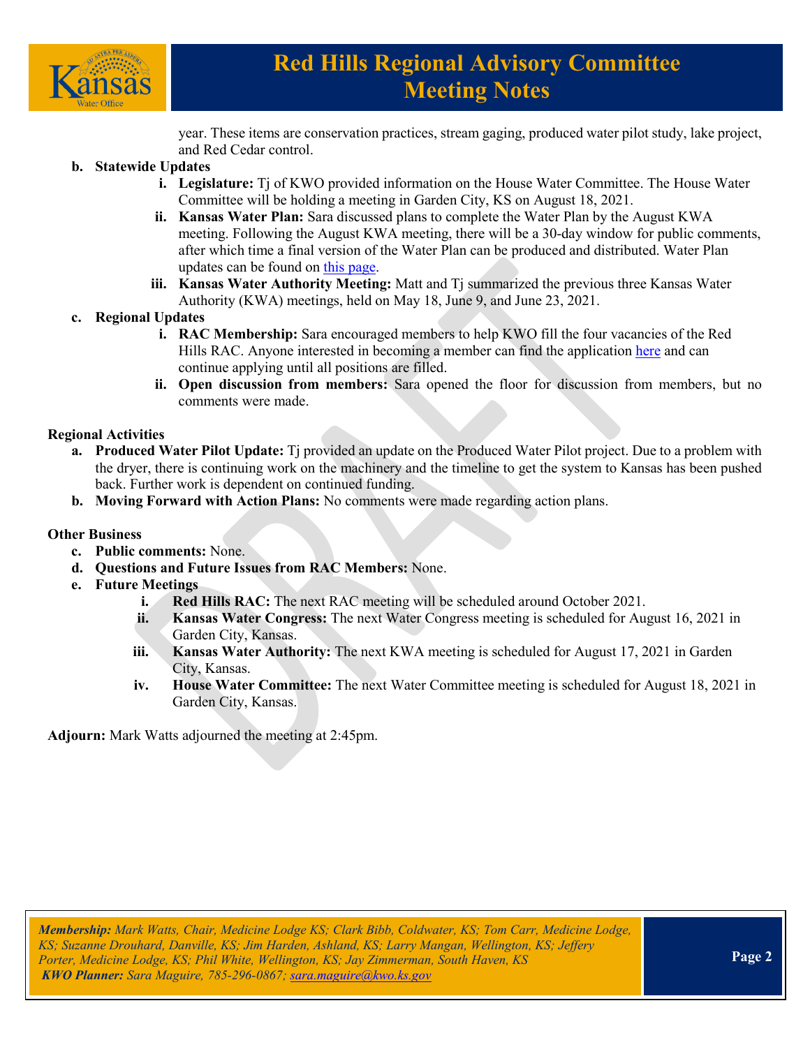year. These items are conservation practices, stream gaging, produced water pilot study, lake project, and Red Cedar control.

**b. Statewide Updates**

i. **Legislature:** Tj of KWO provided information on the House Water Committee. The House Water Committee will be holding a meeting in Garden City, KS on August 18, 2021.

ii. **Kansas Water Plan:** Sara discussed plans to complete the Water Plan by the August KWA meeting. Following the August KWA meeting, there will be a 30-day window for public comments, after which time a final version of the Water Plan can be produced and distributed. Water Plan updates can be found on this page.

iii. **Kansas Water Authority Meeting:** Matt and Tj summarized the previous three Kansas Water Authority (KWA) meetings, held on May 18, June 9, and June 23, 2021.

**c. Regional Updates**

i. **RAC Membership:** Sara encouraged members to help KWO fill the four vacancies of the Red Hills RAC. Anyone interested in becoming a member can find the application here and can continue applying until all positions are filled.

ii. **Open discussion from members:** Sara opened the floor for discussion from members, but no comments were made.

**Regional Activities**

a. **Produced Water Pilot Update:** Tj provided an update on the Produced Water Pilot project. Due to a problem with the dryer, there is continuing work on the machinery and the timeline to get the system to Kansas has been pushed back. Further work is dependent on continued funding.

b. **Moving Forward with Action Plans:** No comments were made regarding action plans.

**Other Business**

c. **Public comments:** None.

d. **Questions and Future Issues from RAC Members:** None.

e. **Future Meetings**

i. **Red Hills RAC:** The next RAC meeting will be scheduled around October 2021.

ii. **Kansas Water Congress:** The next Water Congress meeting is scheduled for August 16, 2021 in Garden City, Kansas.

iii. **Kansas Water Authority:** The next KWA meeting is scheduled for August 17, 2021 in Garden City, Kansas.

iv. **House Water Committee:** The next Water Committee meeting is scheduled for August 18, 2021 in Garden City, Kansas.

**Adjourn:** Mark Watts adjourned the meeting at 2:45pm.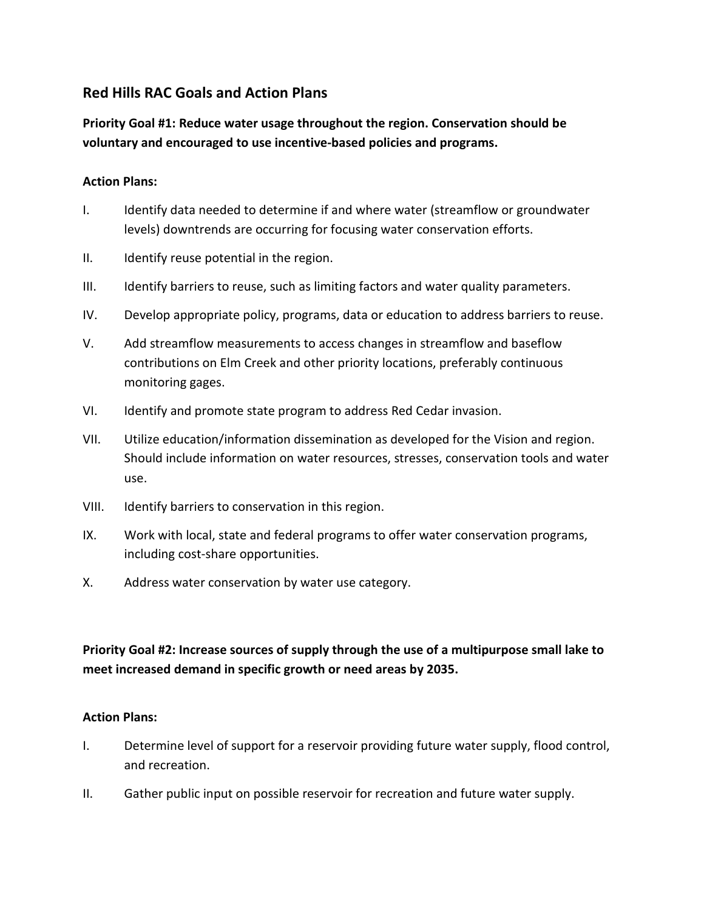## Red Hills RAC Goals and Action Plans

**Priority Goal #1: Reduce water usage throughout the region. Conservation should be voluntary and encouraged to use incentive-based policies and programs.**

**Action Plans:**

I. Identify data needed to determine if and where water (streamflow or groundwater levels) downtrends are occurring for focusing water conservation efforts.

II. Identify reuse potential in the region.

III. Identify barriers to reuse, such as limiting factors and water quality parameters.

IV. Develop appropriate policy, programs, data or education to address barriers to reuse.

V. Add streamflow measurements to access changes in streamflow and baseflow contributions on Elm Creek and other priority locations, preferably continuous monitoring gages.

VI. Identify and promote state program to address Red Cedar invasion.

VII. Utilize education/information dissemination as developed for the Vision and region. Should include information on water resources, stresses, conservation tools and water use.

VIII. Identify barriers to conservation in this region.

IX. Work with local, state and federal programs to offer water conservation programs, including cost-share opportunities.

X. Address water conservation by water use category.

**Priority Goal #2: Increase sources of supply through the use of a multipurpose small lake to meet increased demand in specific growth or need areas by 2035.**

**Action Plans:**

I. Determine level of support for a reservoir providing future water supply, flood control, and recreation.

II. Gather public input on possible reservoir for recreation and future water supply.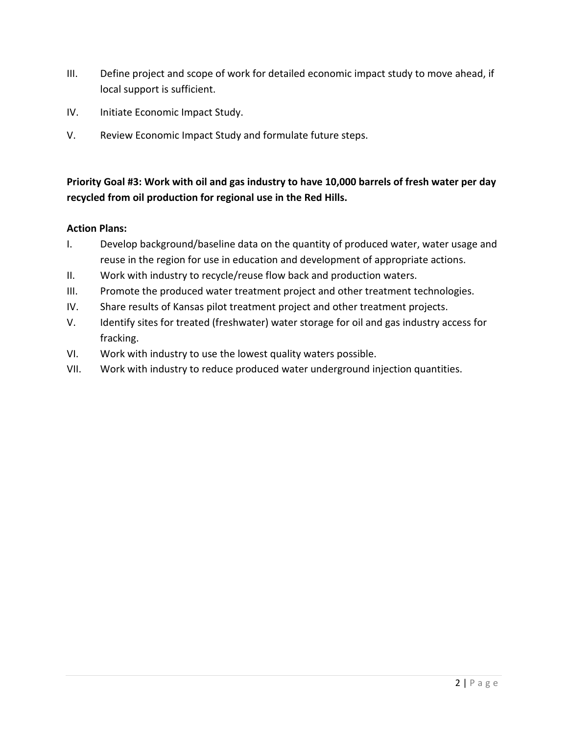III. Define project and scope of work for detailed economic impact study to move ahead, if local support is sufficient.

IV. Initiate Economic Impact Study.

V. Review Economic Impact Study and formulate future steps.

**Priority Goal #3: Work with oil and gas industry to have 10,000 barrels of fresh water per day recycled from oil production for regional use in the Red Hills.**

**Action Plans:**

I. Develop background/baseline data on the quantity of produced water, water usage and reuse in the region for use in education and development of appropriate actions.

II. Work with industry to recycle/reuse flow back and production waters.

III. Promote the produced water treatment project and other treatment technologies.

IV. Share results of Kansas pilot treatment project and other treatment projects.

V. Identify sites for treated (freshwater) water storage for oil and gas industry access for fracking.

VI. Work with industry to use the lowest quality waters possible.

VII. Work with industry to reduce produced water underground injection quantities.